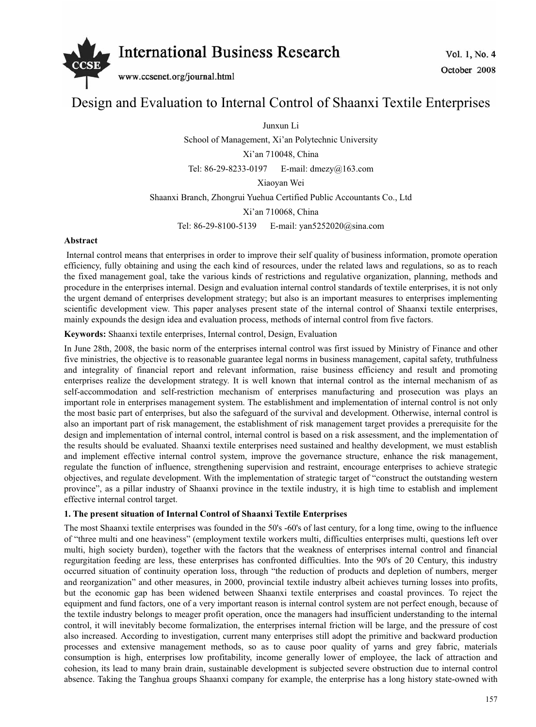# Design and Evaluation to Internal Control of Shaanxi Textile Enterprises

Junxun Li

School of Management, Xi'an Polytechnic University

Xi'an 710048, China

Tel: 86-29-8233-0197 E-mail: dmezy@163.com

Xiaoyan Wei

Shaanxi Branch, Zhongrui Yuehua Certified Public Accountants Co., Ltd

Xi'an 710068, China

Tel: 86-29-8100-5139 E-mail: yan5252020@sina.com

### Abstract

Internal control means that enterprises in order to improve their self quality of business information, promote operation efficiency, fully obtaining and using the each kind of resources, under the related laws and regulations, so as to reach the fixed management goal, take the various kinds of restrictions and regulative organization, planning, methods and procedure in the enterprises internal. Design and evaluation internal control standards of textile enterprises, it is not only the urgent demand of enterprises development strategy; but also is an important measures to enterprises implementing scientific development view. This paper analyses present state of the internal control of Shaanxi textile enterprises, mainly expounds the design idea and evaluation process, methods of internal control from five factors.

**Keywords:** Shaanxi textile enterprises, Internal control, Design, Evaluation

In June 28th, 2008, the basic norm of the enterprises internal control was first issued by Ministry of Finance and other five ministries, the objective is to reasonable guarantee legal norms in business management, capital safety, truthfulness and integrality of financial report and relevant information, raise business efficiency and result and promoting enterprises realize the development strategy. It is well known that internal control as the internal mechanism of as self-accommodation and self-restriction mechanism of enterprises manufacturing and prosecution was plays an important role in enterprises management system. The establishment and implementation of internal control is not only the most basic part of enterprises, but also the safeguard of the survival and development. Otherwise, internal control is also an important part of risk management, the establishment of risk management target provides a prerequisite for the design and implementation of internal control, internal control is based on a risk assessment, and the implementation of the results should be evaluated. Shaanxi textile enterprises need sustained and healthy development, we must establish and implement effective internal control system, improve the governance structure, enhance the risk management, regulate the function of influence, strengthening supervision and restraint, encourage enterprises to achieve strategic objectives, and regulate development. With the implementation of strategic target of "construct the outstanding western province", as a pillar industry of Shaanxi province in the textile industry, it is high time to establish and implement effective internal control target.

## 1. The present situation of Internal Control of Shaanxi Textile Enterprises

The most Shaanxi textile enterprises was founded in the 50's -60's of last century, for a long time, owing to the influence of "three multi and one heaviness" (employment textile workers multi, difficulties enterprises multi, questions left over multi, high society burden), together with the factors that the weakness of enterprises internal control and financial regurgitation feeding are less, these enterprises has confronted difficulties. Into the 90's of 20 Century, this industry occurred situation of continuity operation loss, through "the reduction of products and depletion of numbers, merger and reorganization" and other measures, in 2000, provincial textile industry albeit achieves turning losses into profits, but the economic gap has been widened between Shaanxi textile enterprises and coastal provinces. To reject the equipment and fund factors, one of a very important reason is internal control system are not perfect enough, because of the textile industry belongs to meager profit operation, once the managers had insufficient understanding to the internal control, it will inevitably become formalization, the enterprises internal friction will be large, and the pressure of cost also increased. According to investigation, current many enterprises still adopt the primitive and backward production processes and extensive management methods, so as to cause poor quality of yarns and grey fabric, materials consumption is high, enterprises low profitability, income generally lower of employee, the lack of attraction and cohesion, its lead to many brain drain, sustainable development is subjected severe obstruction due to internal control absence. Taking the Tanghua groups Shaanxi company for example, the enterprise has a long history state-owned with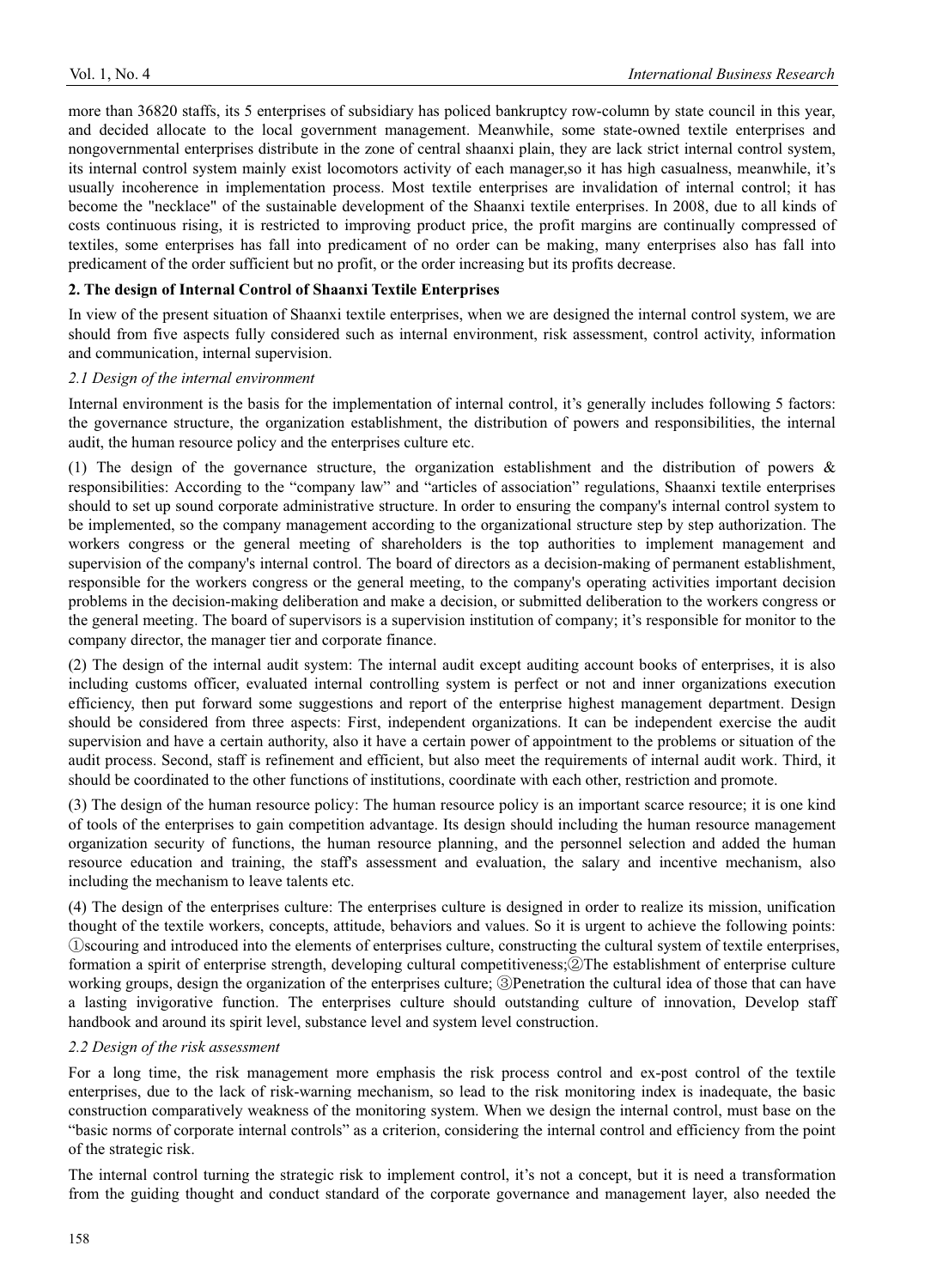more than 36820 staffs, its 5 enterprises of subsidiary has policed bankruptcy row-column by state council in this year, and decided allocate to the local government management. Meanwhile, some state-owned textile enterprises and nongovernmental enterprises distribute in the zone of central shaanxi plain, they are lack strict internal control system, its internal control system mainly exist locomotors activity of each manager,so it has high casualness, meanwhile, it's usually incoherence in implementation process. Most textile enterprises are invalidation of internal control; it has become the "necklace" of the sustainable development of the Shaanxi textile enterprises. In 2008, due to all kinds of costs continuous rising, it is restricted to improving product price, the profit margins are continually compressed of textiles, some enterprises has fall into predicament of no order can be making, many enterprises also has fall into predicament of the order sufficient but no profit, or the order increasing but its profits decrease.

## 2. The design of Internal Control of Shaanxi Textile Enterprises

In view of the present situation of Shaanxi textile enterprises, when we are designed the internal control system, we are should from five aspects fully considered such as internal environment, risk assessment, control activity, information and communication, internal supervision.

### *2.1 Design of the internal environment*

Internal environment is the basis for the implementation of internal control, it's generally includes following 5 factors: the governance structure, the organization establishment, the distribution of powers and responsibilities, the internal audit, the human resource policy and the enterprises culture etc.

(1) The design of the governance structure, the organization establishment and the distribution of powers & responsibilities: According to the "company law" and "articles of association" regulations, Shaanxi textile enterprises should to set up sound corporate administrative structure. In order to ensuring the company's internal control system to be implemented, so the company management according to the organizational structure step by step authorization. The workers congress or the general meeting of shareholders is the top authorities to implement management and supervision of the company's internal control. The board of directors as a decision-making of permanent establishment, responsible for the workers congress or the general meeting, to the company's operating activities important decision problems in the decision-making deliberation and make a decision, or submitted deliberation to the workers congress or the general meeting. The board of supervisors is a supervision institution of company; it's responsible for monitor to the company director, the manager tier and corporate finance.

(2) The design of the internal audit system: The internal audit except auditing account books of enterprises, it is also including customs officer, evaluated internal controlling system is perfect or not and inner organizations execution efficiency, then put forward some suggestions and report of the enterprise highest management department. Design should be considered from three aspects: First, independent organizations. It can be independent exercise the audit supervision and have a certain authority, also it have a certain power of appointment to the problems or situation of the audit process. Second, staff is refinement and efficient, but also meet the requirements of internal audit work. Third, it should be coordinated to the other functions of institutions, coordinate with each other, restriction and promote.

(3) The design of the human resource policy: The human resource policy is an important scarce resource; it is one kind of tools of the enterprises to gain competition advantage. Its design should including the human resource management organization security of functions, the human resource planning, and the personnel selection and added the human resource education and training, the staff's assessment and evaluation, the salary and incentive mechanism, also including the mechanism to leave talents etc.

(4) The design of the enterprises culture: The enterprises culture is designed in order to realize its mission, unification thought of the textile workers, concepts, attitude, behaviors and values. So it is urgent to achieve the following points: ①scouring and introduced into the elements of enterprises culture, constructing the cultural system of textile enterprises, formation a spirit of enterprise strength, developing cultural competitiveness;②The establishment of enterprise culture working groups, design the organization of the enterprises culture; ③Penetration the cultural idea of those that can have a lasting invigorative function. The enterprises culture should outstanding culture of innovation, Develop staff handbook and around its spirit level, substance level and system level construction.

### *2.2 Design of the risk assessment*

For a long time, the risk management more emphasis the risk process control and ex-post control of the textile enterprises, due to the lack of risk-warning mechanism, so lead to the risk monitoring index is inadequate, the basic construction comparatively weakness of the monitoring system. When we design the internal control, must base on the "basic norms of corporate internal controls" as a criterion, considering the internal control and efficiency from the point of the strategic risk.

The internal control turning the strategic risk to implement control, it's not a concept, but it is need a transformation from the guiding thought and conduct standard of the corporate governance and management layer, also needed the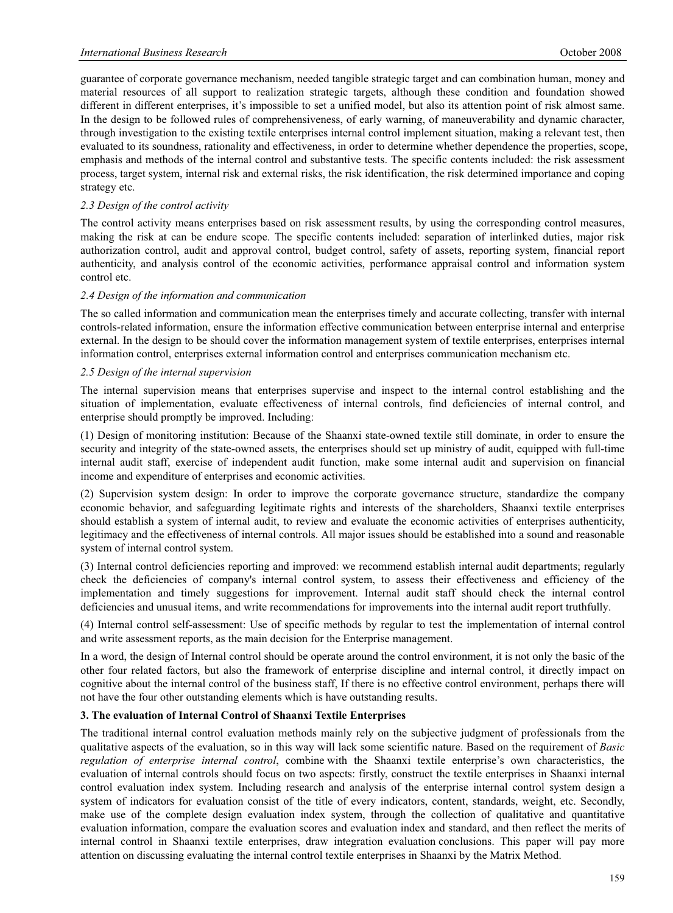guarantee of corporate governance mechanism, needed tangible strategic target and can combination human, money and material resources of all support to realization strategic targets, although these condition and foundation showed different in different enterprises, it's impossible to set a unified model, but also its attention point of risk almost same. In the design to be followed rules of comprehensiveness, of early warning, of maneuverability and dynamic character, through investigation to the existing textile enterprises internal control implement situation, making a relevant test, then evaluated to its soundness, rationality and effectiveness, in order to determine whether dependence the properties, scope, emphasis and methods of the internal control and substantive tests. The specific contents included: the risk assessment process, target system, internal risk and external risks, the risk identification, the risk determined importance and coping strategy etc.

### *2.3 Design of the control activity*

The control activity means enterprises based on risk assessment results, by using the corresponding control measures, making the risk at can be endure scope. The specific contents included: separation of interlinked duties, major risk authorization control, audit and approval control, budget control, safety of assets, reporting system, financial report authenticity, and analysis control of the economic activities, performance appraisal control and information system control etc.

### *2.4 Design of the information and communication*

The so called information and communication mean the enterprises timely and accurate collecting, transfer with internal controls-related information, ensure the information effective communication between enterprise internal and enterprise external. In the design to be should cover the information management system of textile enterprises, enterprises internal information control, enterprises external information control and enterprises communication mechanism etc.

### *2.5 Design of the internal supervision*

The internal supervision means that enterprises supervise and inspect to the internal control establishing and the situation of implementation, evaluate effectiveness of internal controls, find deficiencies of internal control, and enterprise should promptly be improved. Including:

(1) Design of monitoring institution: Because of the Shaanxi state-owned textile still dominate, in order to ensure the security and integrity of the state-owned assets, the enterprises should set up ministry of audit, equipped with full-time internal audit staff, exercise of independent audit function, make some internal audit and supervision on financial income and expenditure of enterprises and economic activities.

(2) Supervision system design: In order to improve the corporate governance structure, standardize the company economic behavior, and safeguarding legitimate rights and interests of the shareholders, Shaanxi textile enterprises should establish a system of internal audit, to review and evaluate the economic activities of enterprises authenticity, legitimacy and the effectiveness of internal controls. All major issues should be established into a sound and reasonable system of internal control system.

(3) Internal control deficiencies reporting and improved: we recommend establish internal audit departments; regularly check the deficiencies of company's internal control system, to assess their effectiveness and efficiency of the implementation and timely suggestions for improvement. Internal audit staff should check the internal control deficiencies and unusual items, and write recommendations for improvements into the internal audit report truthfully.

(4) Internal control self-assessment: Use of specific methods by regular to test the implementation of internal control and write assessment reports, as the main decision for the Enterprise management.

In a word, the design of Internal control should be operate around the control environment, it is not only the basic of the other four related factors, but also the framework of enterprise discipline and internal control, it directly impact on cognitive about the internal control of the business staff, If there is no effective control environment, perhaps there will not have the four other outstanding elements which is have outstanding results.

## 3. The evaluation of Internal Control of Shaanxi Textile Enterprises

The traditional internal control evaluation methods mainly rely on the subjective judgment of professionals from the qualitative aspects of the evaluation, so in this way will lack some scientific nature. Based on the requirement of *Basic regulation of enterprise internal control*, combine with the Shaanxi textile enterprise's own characteristics, the evaluation of internal controls should focus on two aspects: firstly, construct the textile enterprises in Shaanxi internal control evaluation index system. Including research and analysis of the enterprise internal control system design a system of indicators for evaluation consist of the title of every indicators, content, standards, weight, etc. Secondly, make use of the complete design evaluation index system, through the collection of qualitative and quantitative evaluation information, compare the evaluation scores and evaluation index and standard, and then reflect the merits of internal control in Shaanxi textile enterprises, draw integration evaluation conclusions. This paper will pay more attention on discussing evaluating the internal control textile enterprises in Shaanxi by the Matrix Method.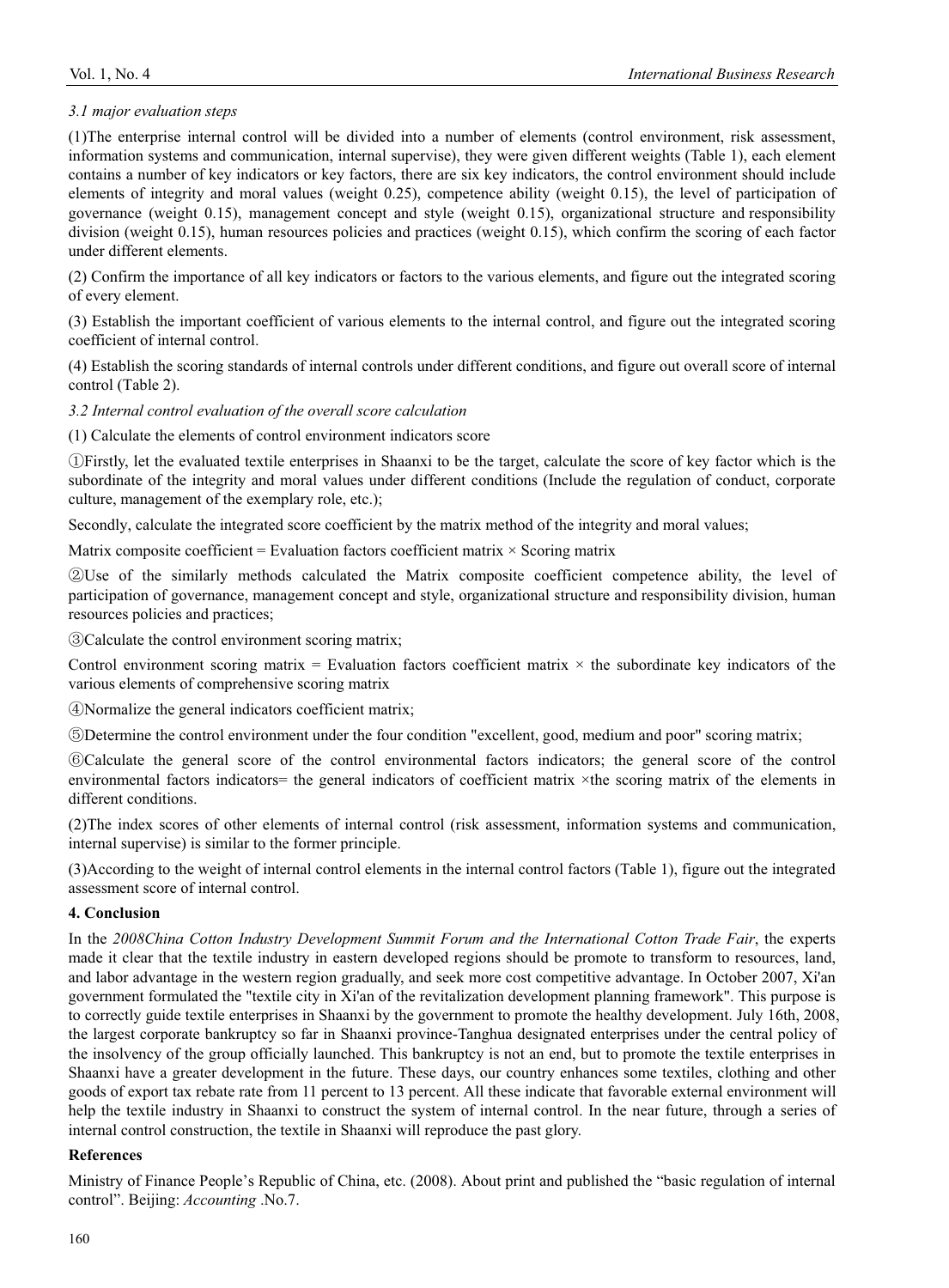*3.1 major evaluation steps*

(1)The enterprise internal control will be divided into a number of elements (control environment, risk assessment, information systems and communication, internal supervise), they were given different weights (Table 1), each element contains a number of key indicators or key factors, there are six key indicators, the control environment should include elements of integrity and moral values (weight 0.25), competence ability (weight 0.15), the level of participation of governance (weight 0.15), management concept and style (weight 0.15), organizational structure and responsibility division (weight 0.15), human resources policies and practices (weight 0.15), which confirm the scoring of each factor under different elements.

(2) Confirm the importance of all key indicators or factors to the various elements, and figure out the integrated scoring of every element.

(3) Establish the important coefficient of various elements to the internal control, and figure out the integrated scoring coefficient of internal control.

(4) Establish the scoring standards of internal controls under different conditions, and figure out overall score of internal control (Table 2).

*3.2 Internal control evaluation of the overall score calculation*

(1) Calculate the elements of control environment indicators score

①Firstly, let the evaluated textile enterprises in Shaanxi to be the target, calculate the score of key factor which is the subordinate of the integrity and moral values under different conditions (Include the regulation of conduct, corporate culture, management of the exemplary role, etc.);

Secondly, calculate the integrated score coefficient by the matrix method of the integrity and moral values;

Matrix composite coefficient = Evaluation factors coefficient matrix × Scoring matrix

②Use of the similarly methods calculated the Matrix composite coefficient competence ability, the level of participation of governance, management concept and style, organizational structure and responsibility division, human resources policies and practices;

③Calculate the control environment scoring matrix;

Control environment scoring matrix = Evaluation factors coefficient matrix × the subordinate key indicators of the various elements of comprehensive scoring matrix

④Normalize the general indicators coefficient matrix;

⑤Determine the control environment under the four condition "excellent, good, medium and poor" scoring matrix;

⑥Calculate the general score of the control environmental factors indicators; the general score of the control environmental factors indicators= the general indicators of coefficient matrix ×the scoring matrix of the elements in different conditions.

(2)The index scores of other elements of internal control (risk assessment, information systems and communication, internal supervise) is similar to the former principle.

(3)According to the weight of internal control elements in the internal control factors (Table 1), figure out the integrated assessment score of internal control.

## 4. Conclusion

In the *2008China Cotton Industry Development Summit Forum and the International Cotton Trade Fair*, the experts made it clear that the textile industry in eastern developed regions should be promote to transform to resources, land, and labor advantage in the western region gradually, and seek more cost competitive advantage. In October 2007, Xi'an government formulated the "textile city in Xi'an of the revitalization development planning framework". This purpose is to correctly guide textile enterprises in Shaanxi by the government to promote the healthy development. July 16th, 2008, the largest corporate bankruptcy so far in Shaanxi province-Tanghua designated enterprises under the central policy of the insolvency of the group officially launched. This bankruptcy is not an end, but to promote the textile enterprises in Shaanxi have a greater development in the future. These days, our country enhances some textiles, clothing and other goods of export tax rebate rate from 11 percent to 13 percent. All these indicate that favorable external environment will help the textile industry in Shaanxi to construct the system of internal control. In the near future, through a series of internal control construction, the textile in Shaanxi will reproduce the past glory.

## References

Ministry of Finance People's Republic of China, etc. (2008). About print and published the "basic regulation of internal control". Beijing: *Accounting* .No.7.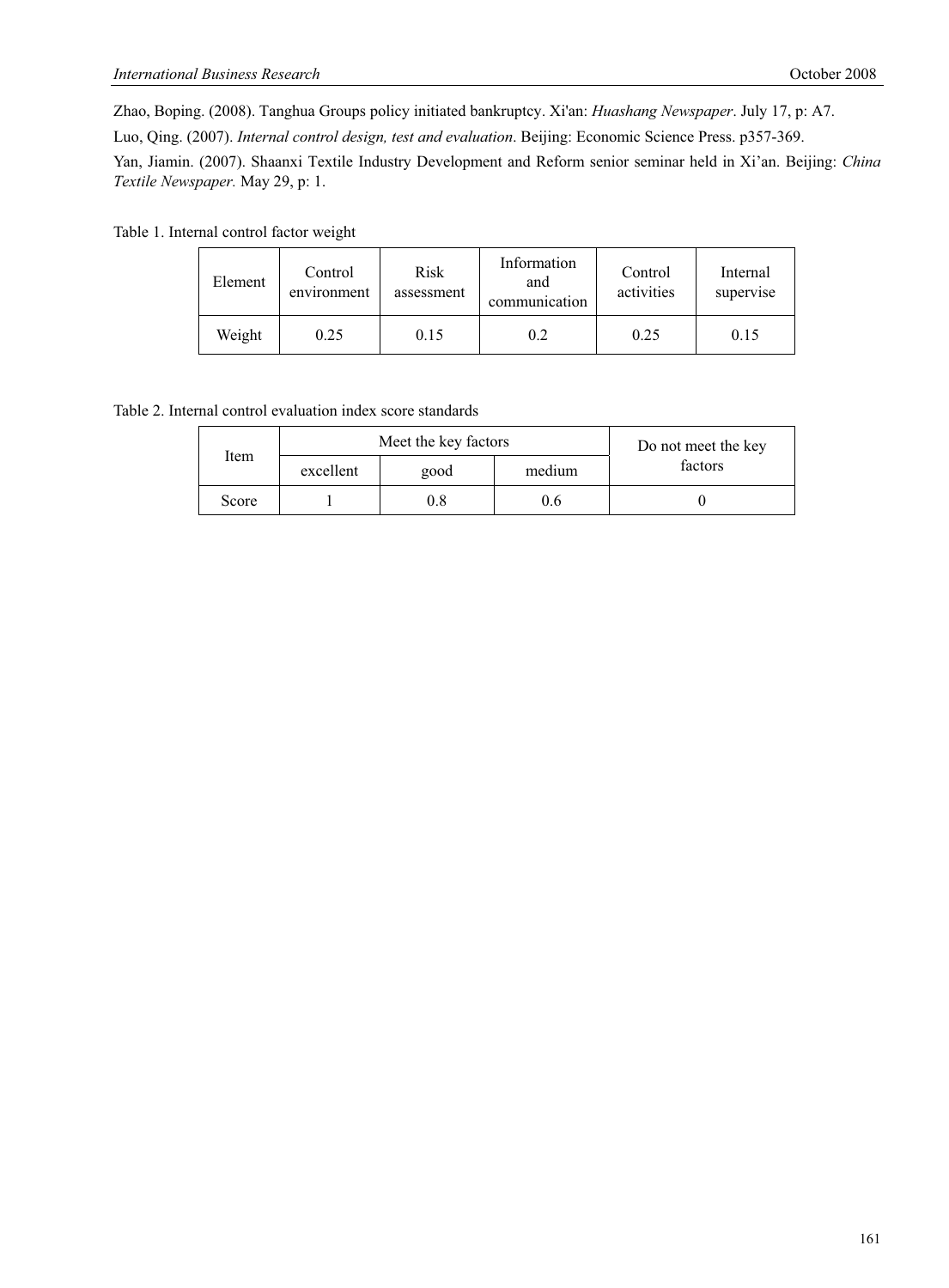Zhao, Boping. (2008). Tanghua Groups policy initiated bankruptcy. Xi'an: *Huashang Newspaper*. July 17, p: A7.

Luo, Qing. (2007). *Internal control design, test and evaluation*. Beijing: Economic Science Press. p357-369.

Yan, Jiamin. (2007). Shaanxi Textile Industry Development and Reform senior seminar held in Xi'an. Beijing: *China Textile Newspaper*. May 29, p: 1.

Table 1. Internal control factor weight

| Element | Control environment | Risk assessment | Information and communication | Control activities | Internal supervise |
|---|---|---|---|---|---|
| Weight | 0.25 | 0.15 | 0.2 | 0.25 | 0.15 |

Table 2. Internal control evaluation index score standards

| Item | Meet the key factors | | | Do not meet the key factors |
|---|---|---|---|---|
| | excellent | good | medium | |
| Score | 1 | 0.8 | 0.6 | 0 |